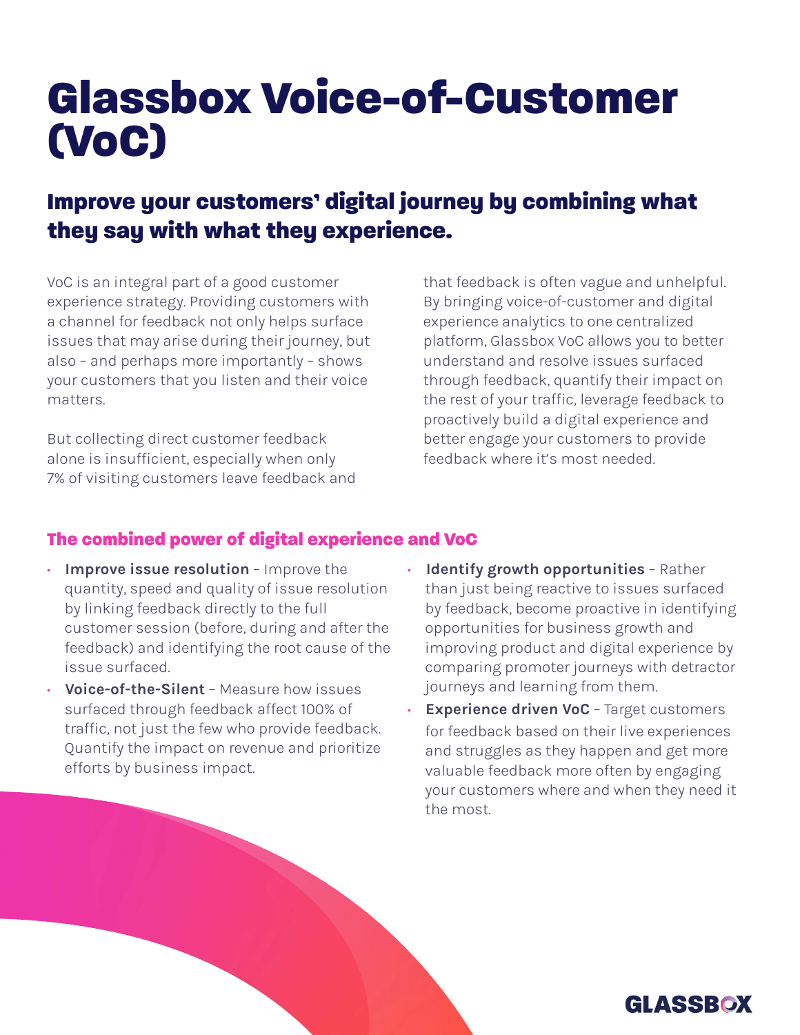# Glassbox Voice-of-Customer (VoC)

## Improve your customers' digital journey by combining what they say with what they experience.

VoC is an integral part of a good customer experience strategy. Providing customers with a channel for feedback not only helps surface issues that may arise during their journey, but also – and perhaps more importantly – shows your customers that you listen and their voice matters.

But collecting direct customer feedback alone is insufficient, especially when only 7% of visiting customers leave feedback and that feedback is often vague and unhelpful. By bringing voice-of-customer and digital experience analytics to one centralized platform, Glassbox VoC allows you to better understand and resolve issues surfaced through feedback, quantify their impact on the rest of your traffic, leverage feedback to proactively build a digital experience and better engage your customers to provide feedback where it's most needed.

### The combined power of digital experience and VoC

- **Improve issue resolution** – Improve the quantity, speed and quality of issue resolution by linking feedback directly to the full customer session (before, during and after the feedback) and identifying the root cause of the issue surfaced.
- **Voice-of-the-Silent** – Measure how issues surfaced through feedback affect 100% of traffic, not just the few who provide feedback. Quantify the impact on revenue and prioritize efforts by business impact.
- **Identify growth opportunities** – Rather than just being reactive to issues surfaced by feedback, become proactive in identifying opportunities for business growth and improving product and digital experience by comparing promoter journeys with detractor journeys and learning from them.
- **Experience driven VoC** – Target customers for feedback based on their live experiences and struggles as they happen and get more valuable feedback more often by engaging your customers where and when they need it the most.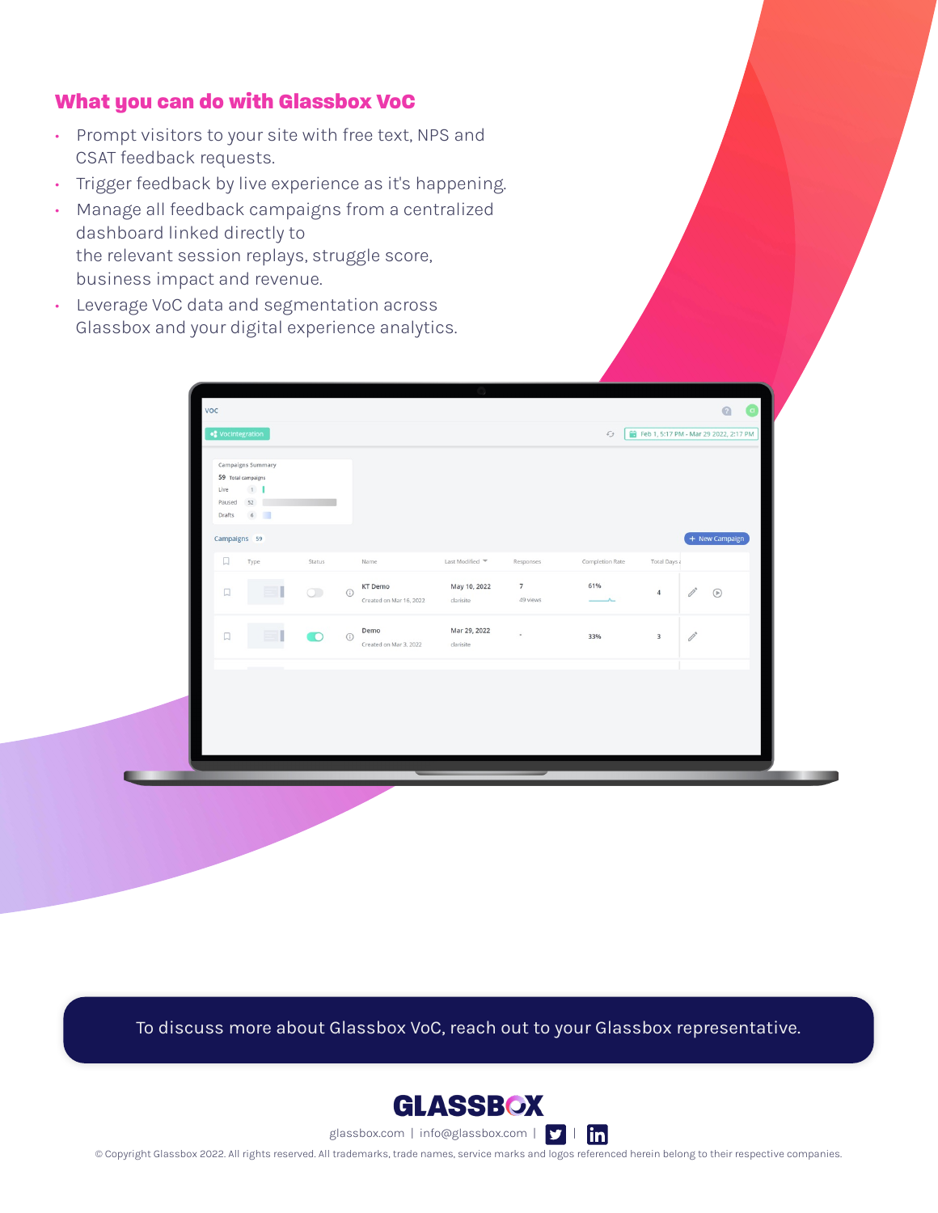## What you can do with Glassbox VoC

- Prompt visitors to your site with free text, NPS and CSAT feedback requests.
- Trigger feedback by live experience as it's happening.
- Manage all feedback campaigns from a centralized dashboard linked directly to the relevant session replays, struggle score, business impact and revenue.
- Leverage VoC data and segmentation across Glassbox and your digital experience analytics.

To discuss more about Glassbox VoC, reach out to your Glassbox representative.

GLASSBOX

glassbox.com | info@glassbox.com |

© Copyright Glassbox 2022. All rights reserved. All trademarks, trade names, service marks and logos referenced herein belong to their respective companies.